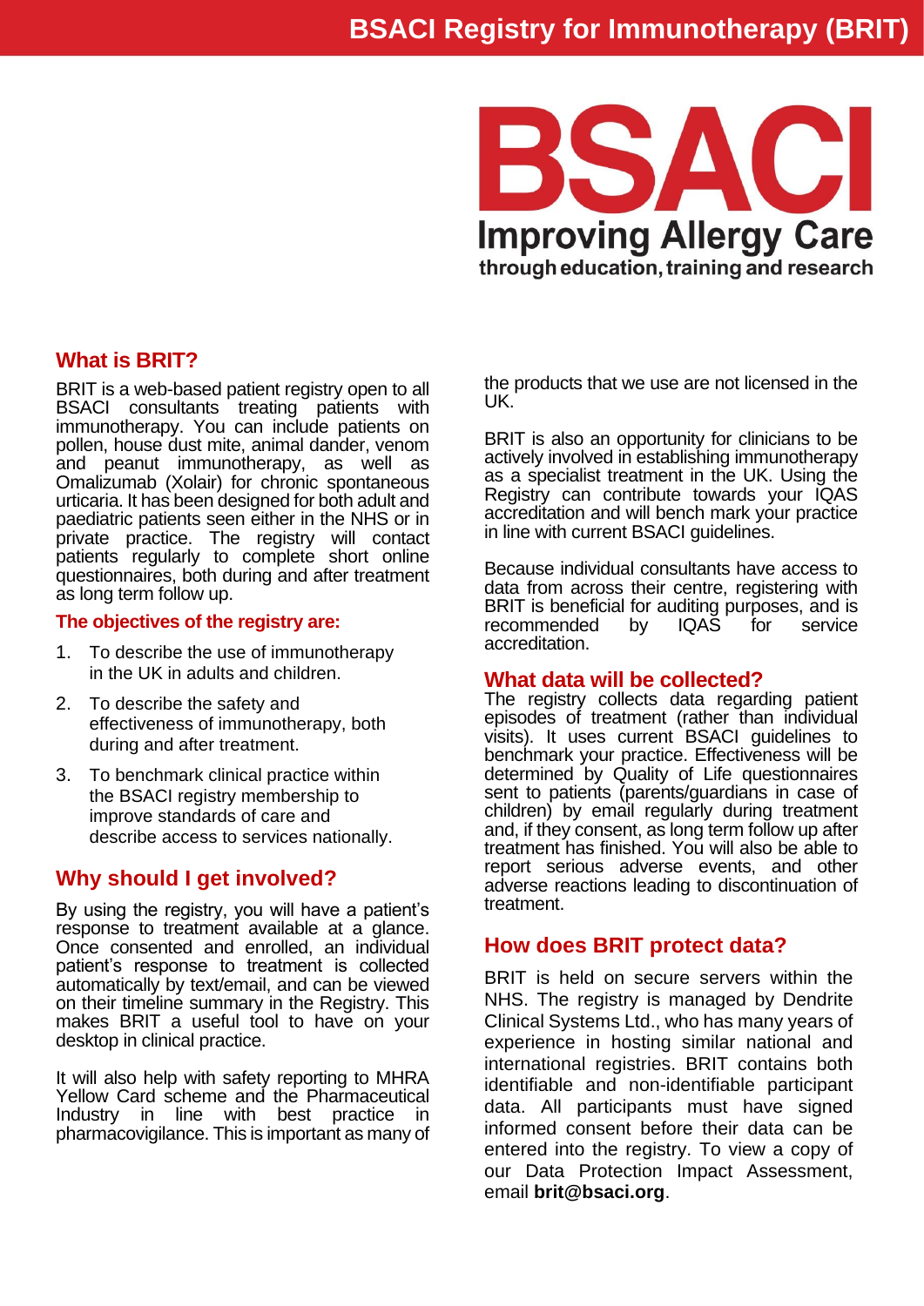# BSACI Registry for Immunotherapy (BRIT)

BSACI
Improving Allergy Care
through education, training and research

## What is BRIT?

BRIT is a web-based patient registry open to all BSACI consultants treating patients with immunotherapy. You can include patients on pollen, house dust mite, animal dander, venom and peanut immunotherapy, as well as Omalizumab (Xolair) for chronic spontaneous urticaria. It has been designed for both adult and paediatric patients seen either in the NHS or in private practice. The registry will contact patients regularly to complete short online questionnaires, both during and after treatment as long term follow up.

### The objectives of the registry are:

1. To describe the use of immunotherapy in the UK in adults and children.
2. To describe the safety and effectiveness of immunotherapy, both during and after treatment.
3. To benchmark clinical practice within the BSACI registry membership to improve standards of care and describe access to services nationally.

## Why should I get involved?

By using the registry, you will have a patient's response to treatment available at a glance. Once consented and enrolled, an individual patient's response to treatment is collected automatically by text/email, and can be viewed on their timeline summary in the Registry. This makes BRIT a useful tool to have on your desktop in clinical practice.

It will also help with safety reporting to MHRA Yellow Card scheme and the Pharmaceutical Industry in line with best practice in pharmacovigilance. This is important as many of the products that we use are not licensed in the UK.

BRIT is also an opportunity for clinicians to be actively involved in establishing immunotherapy as a specialist treatment in the UK. Using the Registry can contribute towards your IQAS accreditation and will bench mark your practice in line with current BSACI guidelines.

Because individual consultants have access to data from across their centre, registering with BRIT is beneficial for auditing purposes, and is recommended by IQAS for service accreditation.

## What data will be collected?

The registry collects data regarding patient episodes of treatment (rather than individual visits). It uses current BSACI guidelines to benchmark your practice. Effectiveness will be determined by Quality of Life questionnaires sent to patients (parents/guardians in case of children) by email regularly during treatment and, if they consent, as long term follow up after treatment has finished. You will also be able to report serious adverse events, and other adverse reactions leading to discontinuation of treatment.

## How does BRIT protect data?

BRIT is held on secure servers within the NHS. The registry is managed by Dendrite Clinical Systems Ltd., who has many years of experience in hosting similar national and international registries. BRIT contains both identifiable and non-identifiable participant data. All participants must have signed informed consent before their data can be entered into the registry. To view a copy of our Data Protection Impact Assessment, email **brit@bsaci.org**.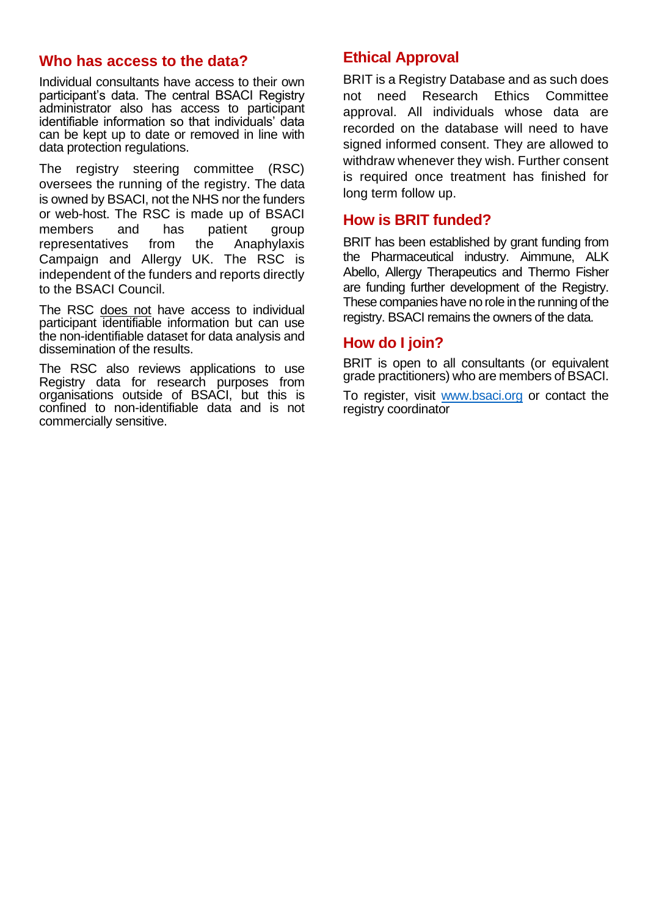## Who has access to the data?

Individual consultants have access to their own participant's data. The central BSACI Registry administrator also has access to participant identifiable information so that individuals' data can be kept up to date or removed in line with data protection regulations.

The registry steering committee (RSC) oversees the running of the registry. The data is owned by BSACI, not the NHS nor the funders or web-host. The RSC is made up of BSACI members and has patient group representatives from the Anaphylaxis Campaign and Allergy UK. The RSC is independent of the funders and reports directly to the BSACI Council.

The RSC does not have access to individual participant identifiable information but can use the non-identifiable dataset for data analysis and dissemination of the results.

The RSC also reviews applications to use Registry data for research purposes from organisations outside of BSACI, but this is confined to non-identifiable data and is not commercially sensitive.

## Ethical Approval

BRIT is a Registry Database and as such does not need Research Ethics Committee approval. All individuals whose data are recorded on the database will need to have signed informed consent. They are allowed to withdraw whenever they wish. Further consent is required once treatment has finished for long term follow up.

## How is BRIT funded?

BRIT has been established by grant funding from the Pharmaceutical industry. Aimmune, ALK Abello, Allergy Therapeutics and Thermo Fisher are funding further development of the Registry. These companies have no role in the running of the registry. BSACI remains the owners of the data.

## How do I join?

BRIT is open to all consultants (or equivalent grade practitioners) who are members of BSACI.

To register, visit www.bsaci.org or contact the registry coordinator